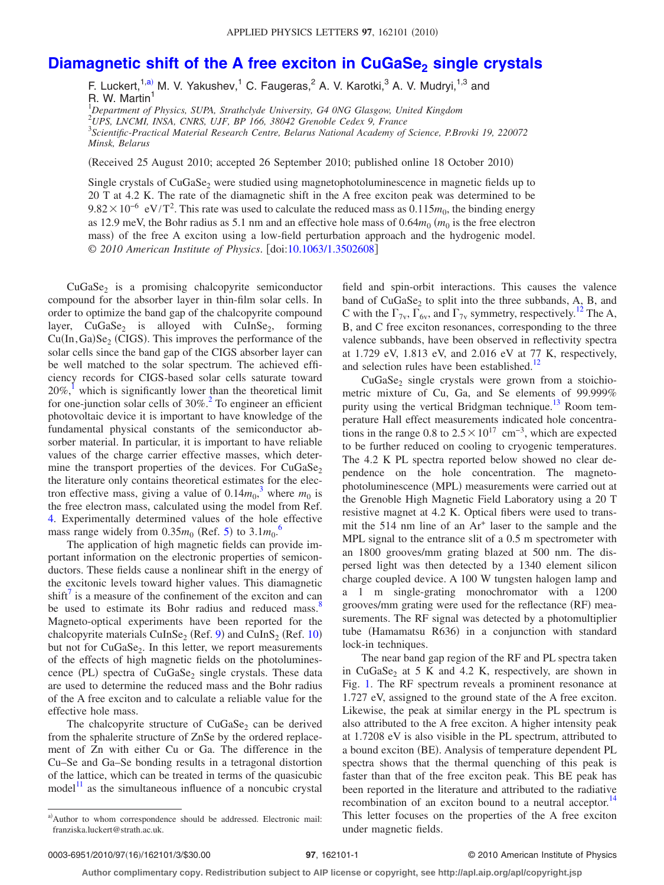# Diamagnetic shift of the A free exciton in $CuGaSe_2$ single crystals

F. Luckert,[1,a)] M. V. Yakushev,[1] C. Faugeras,[2] A. V. Karotki,[3] A. V. Mudryi,[1,3] and R. W. Martin[1]

[1]*Department of Physics, SUPA, Strathclyde University, G4 0NG Glasgow, United Kingdom*
[2]*UPS, LNCMI, INSA, CNRS, UJF, BP 166, 38042 Grenoble Cedex 9, France*
[3]*Scientific-Practical Material Research Centre, Belarus National Academy of Science, P.Brovki 19, 220072 Minsk, Belarus*

(Received 25 August 2010; accepted 26 September 2010; published online 18 October 2010)

Single crystals of $CuGaSe_2$ were studied using magnetophotoluminescence in magnetic fields up to 20 T at 4.2 K. The rate of the diamagnetic shift in the A free exciton peak was determined to be $9.82\times10^{-6}$ eV/T$^2$. This rate was used to calculate the reduced mass as $0.115m_0$, the binding energy as 12.9 meV, the Bohr radius as 5.1 nm and an effective hole mass of $0.64m_0$ ($m_0$ is the free electron mass) of the free A exciton using a low-field perturbation approach and the hydrogenic model. © *2010 American Institute of Physics*. [doi:10.1063/1.3502608]

$CuGaSe_2$ is a promising chalcopyrite semiconductor compound for the absorber layer in thin-film solar cells. In order to optimize the band gap of the chalcopyrite compound layer, $CuGaSe_2$ is alloyed with $CuInSe_2$, forming $Cu(In,Ga)Se_2$ (CIGS). This improves the performance of the solar cells since the band gap of the CIGS absorber layer can be well matched to the solar spectrum. The achieved efficiency records for CIGS-based solar cells saturate toward 20%,[1] which is significantly lower than the theoretical limit for one-junction solar cells of 30%.[2] To engineer an efficient photovoltaic device it is important to have knowledge of the fundamental physical constants of the semiconductor absorber material. In particular, it is important to have reliable values of the charge carrier effective masses, which determine the transport properties of the devices. For $CuGaSe_2$ the literature only contains theoretical estimates for the electron effective mass, giving a value of $0.14m_0$,[3] where $m_0$ is the free electron mass, calculated using the model from Ref. 4. Experimentally determined values of the hole effective mass range widely from $0.35m_0$ (Ref. 5) to $3.1m_0$.[6]

The application of high magnetic fields can provide important information on the electronic properties of semiconductors. These fields cause a nonlinear shift in the energy of the excitonic levels toward higher values. This diamagnetic shift[7] is a measure of the confinement of the exciton and can be used to estimate its Bohr radius and reduced mass.[8] Magneto-optical experiments have been reported for the chalcopyrite materials $CuInSe_2$ (Ref. 9) and $CuInS_2$ (Ref. 10) but not for $CuGaSe_2$. In this letter, we report measurements of the effects of high magnetic fields on the photoluminescence (PL) spectra of $CuGaSe_2$ single crystals. These data are used to determine the reduced mass and the Bohr radius of the A free exciton and to calculate a reliable value for the effective hole mass.

The chalcopyrite structure of $CuGaSe_2$ can be derived from the sphalerite structure of ZnSe by the ordered replacement of Zn with either Cu or Ga. The difference in the Cu–Se and Ga–Se bonding results in a tetragonal distortion of the lattice, which can be treated in terms of the quasicubic model[11] as the simultaneous influence of a noncubic crystal field and spin-orbit interactions. This causes the valence band of $CuGaSe_2$ to split into the three subbands, A, B, and C with the $\Gamma_{7v}$, $\Gamma_{6v}$, and $\Gamma_{7v}$ symmetry, respectively.[12] The A, B, and C free exciton resonances, corresponding to the three valence subbands, have been observed in reflectivity spectra at 1.729 eV, 1.813 eV, and 2.016 eV at 77 K, respectively, and selection rules have been established.[12]

$CuGaSe_2$ single crystals were grown from a stoichiometric mixture of Cu, Ga, and Se elements of 99.999% purity using the vertical Bridgman technique.[13] Room temperature Hall effect measurements indicated hole concentrations in the range 0.8 to $2.5\times10^{17}$ cm$^{-3}$, which are expected to be further reduced on cooling to cryogenic temperatures. The 4.2 K PL spectra reported below showed no clear dependence on the hole concentration. The magnetophotoluminescence (MPL) measurements were carried out at the Grenoble High Magnetic Field Laboratory using a 20 T resistive magnet at 4.2 K. Optical fibers were used to transmit the 514 nm line of an $Ar^+$ laser to the sample and the MPL signal to the entrance slit of a 0.5 m spectrometer with an 1800 grooves/mm grating blazed at 500 nm. The dispersed light was then detected by a 1340 element silicon charge coupled device. A 100 W tungsten halogen lamp and a 1 m single-grating monochromator with a 1200 grooves/mm grating were used for the reflectance (RF) measurements. The RF signal was detected by a photomultiplier tube (Hamamatsu R636) in a conjunction with standard lock-in techniques.

The near band gap region of the RF and PL spectra taken in $CuGaSe_2$ at 5 K and 4.2 K, respectively, are shown in Fig. 1. The RF spectrum reveals a prominent resonance at 1.727 eV, assigned to the ground state of the A free exciton. Likewise, the peak at similar energy in the PL spectrum is also attributed to the A free exciton. A higher intensity peak at 1.7208 eV is also visible in the PL spectrum, attributed to a bound exciton (BE). Analysis of temperature dependent PL spectra shows that the thermal quenching of this peak is faster than that of the free exciton peak. This BE peak has been reported in the literature and attributed to the radiative recombination of an exciton bound to a neutral acceptor.[14] This letter focuses on the properties of the A free exciton under magnetic fields.

[a)]Author to whom correspondence should be addressed. Electronic mail: franziska.luckert@strath.ac.uk.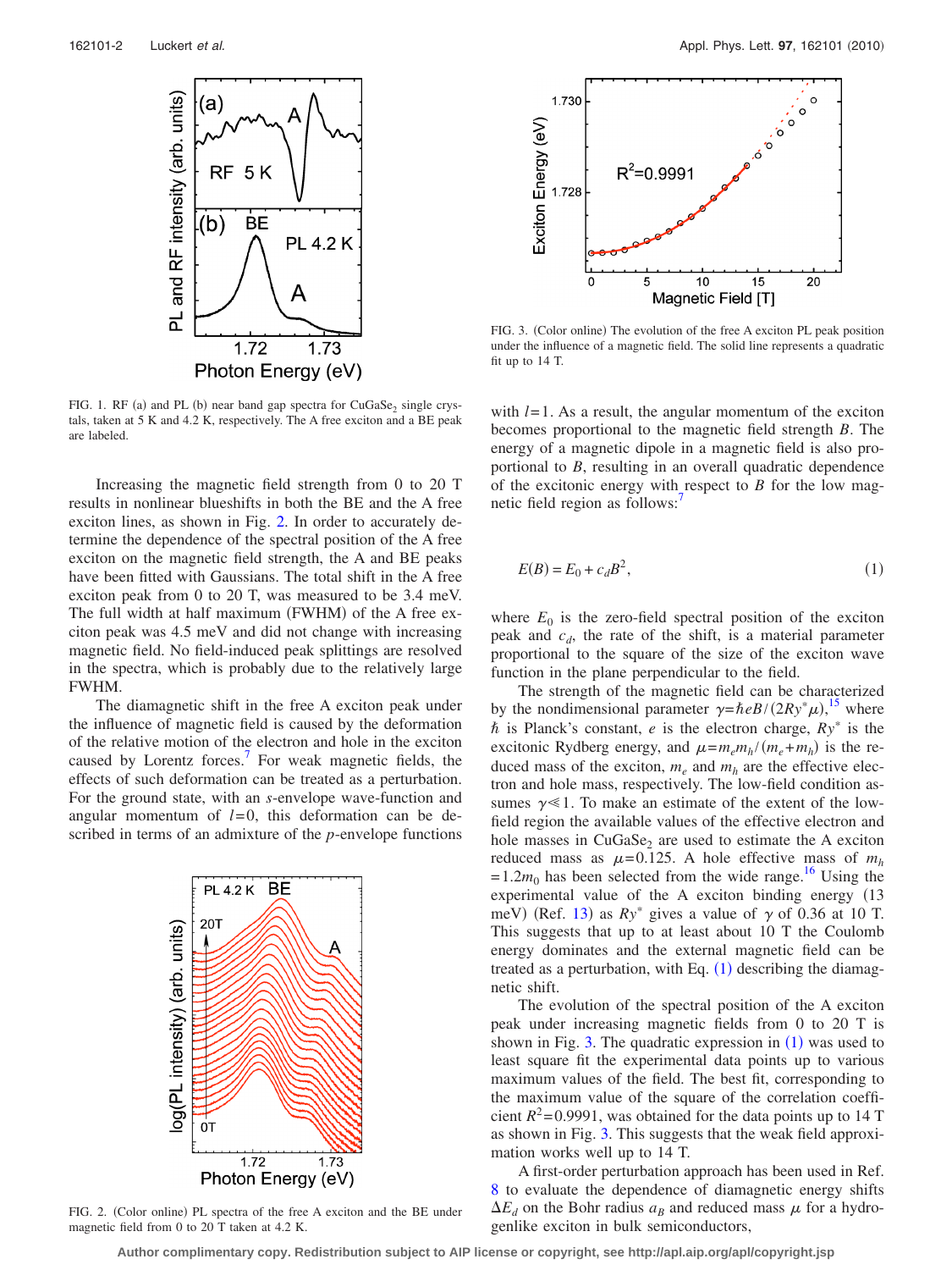FIG. 1. RF (a) and PL (b) near band gap spectra for $CuGaSe_2$ single crystals, taken at 5 K and 4.2 K, respectively. The A free exciton and a BE peak are labeled.

Increasing the magnetic field strength from 0 to 20 T results in nonlinear blueshifts in both the BE and the A free exciton lines, as shown in Fig. 2. In order to accurately determine the dependence of the spectral position of the A free exciton on the magnetic field strength, the A and BE peaks have been fitted with Gaussians. The total shift in the A free exciton peak from 0 to 20 T, was measured to be 3.4 meV. The full width at half maximum (FWHM) of the A free exciton peak was 4.5 meV and did not change with increasing magnetic field. No field-induced peak splittings are resolved in the spectra, which is probably due to the relatively large FWHM.

The diamagnetic shift in the free A exciton peak under the influence of magnetic field is caused by the deformation of the relative motion of the electron and hole in the exciton caused by Lorentz forces.[7] For weak magnetic fields, the effects of such deformation can be treated as a perturbation. For the ground state, with an *s*-envelope wave-function and angular momentum of $l=0$, this deformation can be described in terms of an admixture of the *p*-envelope functions

FIG. 2. (Color online) PL spectra of the free A exciton and the BE under magnetic field from 0 to 20 T taken at 4.2 K.

FIG. 3. (Color online) The evolution of the free A exciton PL peak position under the influence of a magnetic field. The solid line represents a quadratic fit up to 14 T.

with $l=1$. As a result, the angular momentum of the exciton becomes proportional to the magnetic field strength $B$. The energy of a magnetic dipole in a magnetic field is also proportional to $B$, resulting in an overall quadratic dependence of the excitonic energy with respect to $B$ for the low magnetic field region as follows:[7]

$$E(B) = E_0 + c_d B^2, \tag{1}$$

where $E_0$ is the zero-field spectral position of the exciton peak and $c_d$, the rate of the shift, is a material parameter proportional to the square of the size of the exciton wave function in the plane perpendicular to the field.

The strength of the magnetic field can be characterized by the nondimensional parameter $\gamma = \hbar eB/(2Ry^*\mu)$,[15] where $\hbar$ is Planck's constant, $e$ is the electron charge, $Ry^*$ is the excitonic Rydberg energy, and $\mu = m_e m_h/(m_e+m_h)$ is the reduced mass of the exciton, $m_e$ and $m_h$ are the effective electron and hole mass, respectively. The low-field condition assumes $\gamma \ll 1$. To make an estimate of the extent of the low-field region the available values of the effective electron and hole masses in $CuGaSe_2$ are used to estimate the A exciton reduced mass as $\mu=0.125$. A hole effective mass of $m_h = 1.2m_0$ has been selected from the wide range.[16] Using the experimental value of the A exciton binding energy (13 meV) (Ref. 13) as $Ry^*$ gives a value of $\gamma$ of 0.36 at 10 T. This suggests that up to at least about 10 T the Coulomb energy dominates and the external magnetic field can be treated as a perturbation, with Eq. (1) describing the diamagnetic shift.

The evolution of the spectral position of the A exciton peak under increasing magnetic fields from 0 to 20 T is shown in Fig. 3. The quadratic expression in (1) was used to least square fit the experimental data points up to various maximum values of the field. The best fit, corresponding to the maximum value of the square of the correlation coefficient $R^2=0.9991$, was obtained for the data points up to 14 T as shown in Fig. 3. This suggests that the weak field approximation works well up to 14 T.

A first-order perturbation approach has been used in Ref. 8 to evaluate the dependence of diamagnetic energy shifts $\Delta E_d$ on the Bohr radius $a_B$ and reduced mass $\mu$ for a hydrogenlike exciton in bulk semiconductors,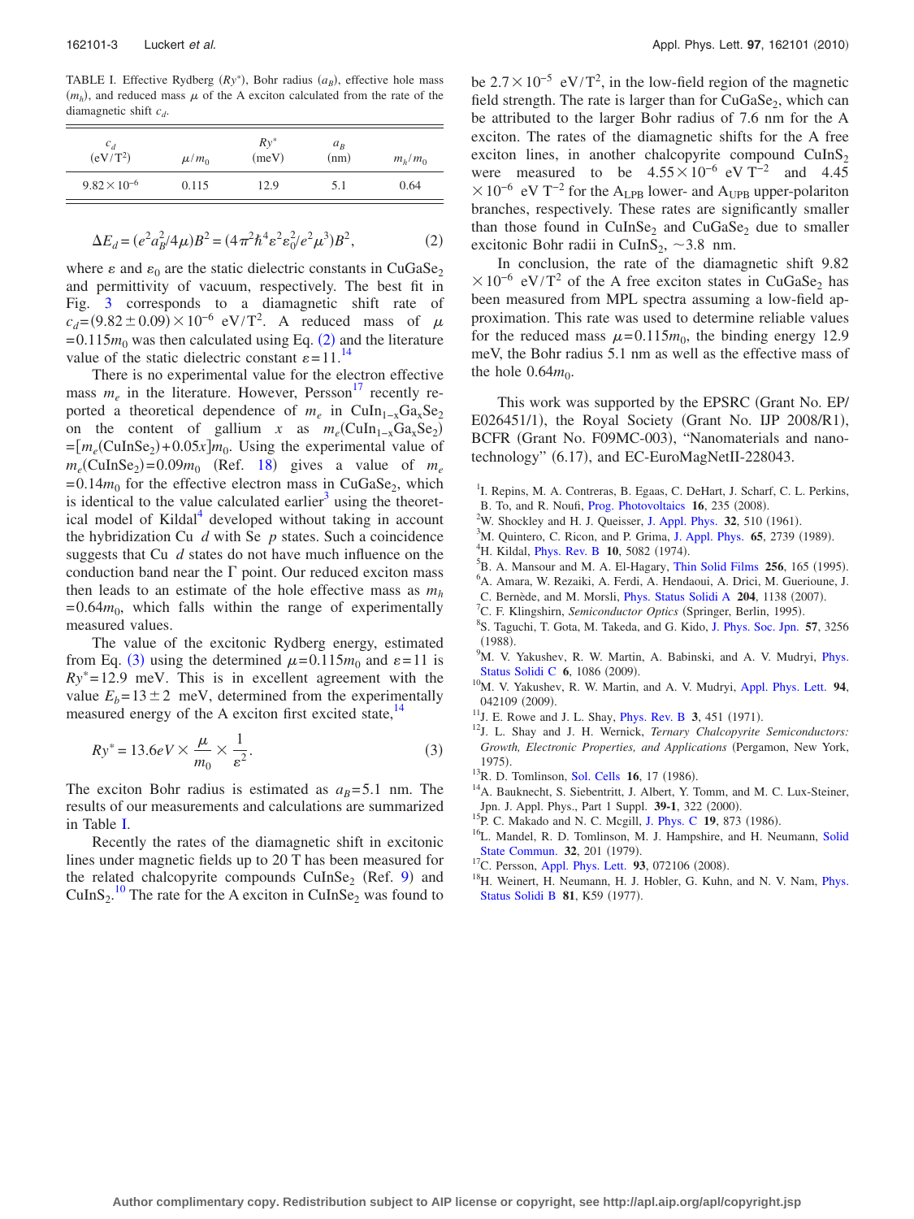TABLE I. Effective Rydberg ($Ry^*$), Bohr radius ($a_B$), effective hole mass ($m_h$), and reduced mass $\mu$ of the A exciton calculated from the rate of the diamagnetic shift $c_d$.

| $c_d$ (eV/T$^2$) | $\mu/m_0$ | $Ry^*$ (meV) | $a_B$ (nm) | $m_h/m_0$ |
|---|---|---|---|---|
| $9.82 \times 10^{-6}$ | 0.115 | 12.9 | 5.1 | 0.64 |

$$\Delta E_d = (e^2 a_B^2/4\mu)B^2 = (4\pi^2\hbar^4\varepsilon^2\varepsilon_0^2/e^2\mu^3)B^2, \quad (2)$$

where $\varepsilon$ and $\varepsilon_0$ are the static dielectric constants in $CuGaSe_2$ and permittivity of vacuum, respectively. The best fit in Fig. 3 corresponds to a diamagnetic shift rate of $c_d = (9.82 \pm 0.09) \times 10^{-6}$ eV/T$^2$. A reduced mass of $\mu = 0.115 m_0$ was then calculated using Eq. (2) and the literature value of the static dielectric constant $\varepsilon = 11$.[14]

There is no experimental value for the electron effective mass $m_e$ in the literature. However, Persson[17] recently reported a theoretical dependence of $m_e$ in $CuIn_{1-x}Ga_xSe_2$ on the content of gallium $x$ as $m_e(CuIn_{1-x}Ga_xSe_2) = [m_e(CuInSe_2) + 0.05x]m_0$. Using the experimental value of $m_e(CuInSe_2) = 0.09 m_0$ (Ref. 18) gives a value of $m_e = 0.14 m_0$ for the effective electron mass in $CuGaSe_2$, which is identical to the value calculated earlier[3] using the theoretical model of Kildal[4] developed without taking in account the hybridization Cu $d$ with Se $p$ states. Such a coincidence suggests that Cu $d$ states do not have much influence on the conduction band near the $\Gamma$ point. Our reduced exciton mass then leads to an estimate of the hole effective mass as $m_h = 0.64 m_0$, which falls within the range of experimentally measured values.

The value of the excitonic Rydberg energy, estimated from Eq. (3) using the determined $\mu = 0.115 m_0$ and $\varepsilon = 11$ is $Ry^* = 12.9$ meV. This is in excellent agreement with the value $E_b = 13 \pm 2$ meV, determined from the experimentally measured energy of the A exciton first excited state,[14]

$$Ry^* = 13.6 eV \times \frac{\mu}{m_0} \times \frac{1}{\varepsilon^2}. \quad (3)$$

The exciton Bohr radius is estimated as $a_B = 5.1$ nm. The results of our measurements and calculations are summarized in Table I.

Recently the rates of the diamagnetic shift in excitonic lines under magnetic fields up to 20 T has been measured for the related chalcopyrite compounds $CuInSe_2$ (Ref. 9) and $CuInS_2$.[10] The rate for the A exciton in $CuInSe_2$ was found to be $2.7 \times 10^{-5}$ eV/T$^2$, in the low-field region of the magnetic field strength. The rate is larger than for $CuGaSe_2$, which can be attributed to the larger Bohr radius of 7.6 nm for the A exciton. The rates of the diamagnetic shifts for the A free exciton lines, in another chalcopyrite compound $CuInS_2$ were measured to be $4.55 \times 10^{-6}$ eV T$^{-2}$ and $4.45 \times 10^{-6}$ eV T$^{-2}$ for the $A_{LPB}$ lower- and $A_{UPB}$ upper-polariton branches, respectively. These rates are significantly smaller than those found in $CuInSe_2$ and $CuGaSe_2$ due to smaller excitonic Bohr radii in $CuInS_2$, ~3.8 nm.

In conclusion, the rate of the diamagnetic shift $9.82 \times 10^{-6}$ eV/T$^2$ of the A free exciton states in $CuGaSe_2$ has been measured from MPL spectra assuming a low-field approximation. This rate was used to determine reliable values for the reduced mass $\mu = 0.115 m_0$, the binding energy 12.9 meV, the Bohr radius 5.1 nm as well as the effective mass of the hole $0.64 m_0$.

This work was supported by the EPSRC (Grant No. EP/E026451/1), the Royal Society (Grant No. IJP 2008/R1), BCFR (Grant No. F09MC-003), "Nanomaterials and nanotechnology" (6.17), and EC-EuroMagNetII-228043.

[1] I. Repins, M. A. Contreras, B. Egaas, C. DeHart, J. Scharf, C. L. Perkins, B. To, and R. Noufi, Prog. Photovoltaics **16**, 235 (2008).
[2] W. Shockley and H. J. Queisser, J. Appl. Phys. **32**, 510 (1961).
[3] M. Quintero, C. Ricon, and P. Grima, J. Appl. Phys. **65**, 2739 (1989).
[4] H. Kildal, Phys. Rev. B **10**, 5082 (1974).
[5] B. A. Mansour and M. A. El-Hagary, Thin Solid Films **256**, 165 (1995).
[6] A. Amara, W. Rezaiki, A. Ferdi, A. Hendaoui, A. Drici, M. Guerioune, J. C. Bernède, and M. Morsli, Phys. Status Solidi A **204**, 1138 (2007).
[7] C. F. Klingshirn, *Semiconductor Optics* (Springer, Berlin, 1995).
[8] S. Taguchi, T. Gota, M. Takeda, and G. Kido, J. Phys. Soc. Jpn. **57**, 3256 (1988).
[9] M. V. Yakushev, R. W. Martin, A. Babinski, and A. V. Mudryi, Phys. Status Solidi C **6**, 1086 (2009).
[10] M. V. Yakushev, R. W. Martin, and A. V. Mudryi, Appl. Phys. Lett. **94**, 042109 (2009).
[11] J. E. Rowe and J. L. Shay, Phys. Rev. B **3**, 451 (1971).
[12] J. L. Shay and J. H. Wernick, *Ternary Chalcopyrite Semiconductors: Growth, Electronic Properties, and Applications* (Pergamon, New York, 1975).
[13] R. D. Tomlinson, Sol. Cells **16**, 17 (1986).
[14] A. Bauknecht, S. Siebentritt, J. Albert, Y. Tomm, and M. C. Lux-Steiner, Jpn. J. Appl. Phys., Part 1 Suppl. **39-1**, 322 (2000).
[15] P. C. Makado and N. C. Mcgill, J. Phys. C **19**, 873 (1986).
[16] L. Mandel, R. D. Tomlinson, M. J. Hampshire, and H. Neumann, Solid State Commun. **32**, 201 (1979).
[17] C. Persson, Appl. Phys. Lett. **93**, 072106 (2008).
[18] H. Weinert, H. Neumann, H. J. Hobler, G. Kuhn, and N. V. Nam, Phys. Status Solidi B **81**, K59 (1977).